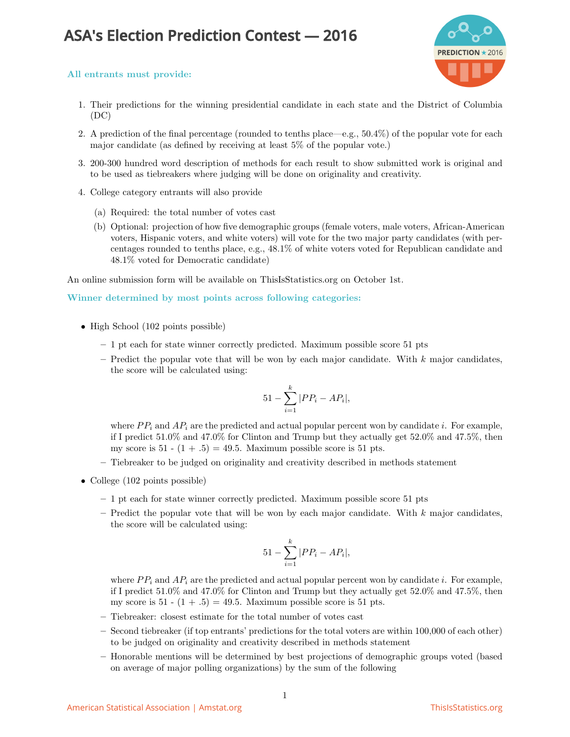# ASA's Election Prediction Contest — 2016

**All entrants must provide:**

1. Their predictions for the winning presidential candidate in each state and the District of Columbia (DC)
2. A prediction of the final percentage (rounded to tenths place—e.g., 50.4%) of the popular vote for each major candidate (as defined by receiving at least 5% of the popular vote.)
3. 200-300 hundred word description of methods for each result to show submitted work is original and to be used as tiebreakers where judging will be done on originality and creativity.
4. College category entrants will also provide
   (a) Required: the total number of votes cast
   (b) Optional: projection of how five demographic groups (female voters, male voters, African-American voters, Hispanic voters, and white voters) will vote for the two major party candidates (with percentages rounded to tenths place, e.g., 48.1% of white voters voted for Republican candidate and 48.1% voted for Democratic candidate)

An online submission form will be available on ThisIsStatistics.org on October 1st.

**Winner determined by most points across following categories:**

- High School (102 points possible)
  - 1 pt each for state winner correctly predicted. Maximum possible score 51 pts
  - Predict the popular vote that will be won by each major candidate. With $k$ major candidates, the score will be calculated using:

$$51 - \sum_{i=1}^{k} |PP_i - AP_i|,$$

    where $PP_i$ and $AP_i$ are the predicted and actual popular percent won by candidate $i$. For example, if I predict 51.0% and 47.0% for Clinton and Trump but they actually get 52.0% and 47.5%, then my score is 51 - (1 + .5) = 49.5. Maximum possible score is 51 pts.
  - Tiebreaker to be judged on originality and creativity described in methods statement
- College (102 points possible)
  - 1 pt each for state winner correctly predicted. Maximum possible score 51 pts
  - Predict the popular vote that will be won by each major candidate. With $k$ major candidates, the score will be calculated using:

$$51 - \sum_{i=1}^{k} |PP_i - AP_i|,$$

    where $PP_i$ and $AP_i$ are the predicted and actual popular percent won by candidate $i$. For example, if I predict 51.0% and 47.0% for Clinton and Trump but they actually get 52.0% and 47.5%, then my score is 51 - (1 + .5) = 49.5. Maximum possible score is 51 pts.
  - Tiebreaker: closest estimate for the total number of votes cast
  - Second tiebreaker (if top entrants' predictions for the total voters are within 100,000 of each other) to be judged on originality and creativity described in methods statement
  - Honorable mentions will be determined by best projections of demographic groups voted (based on average of major polling organizations) by the sum of the following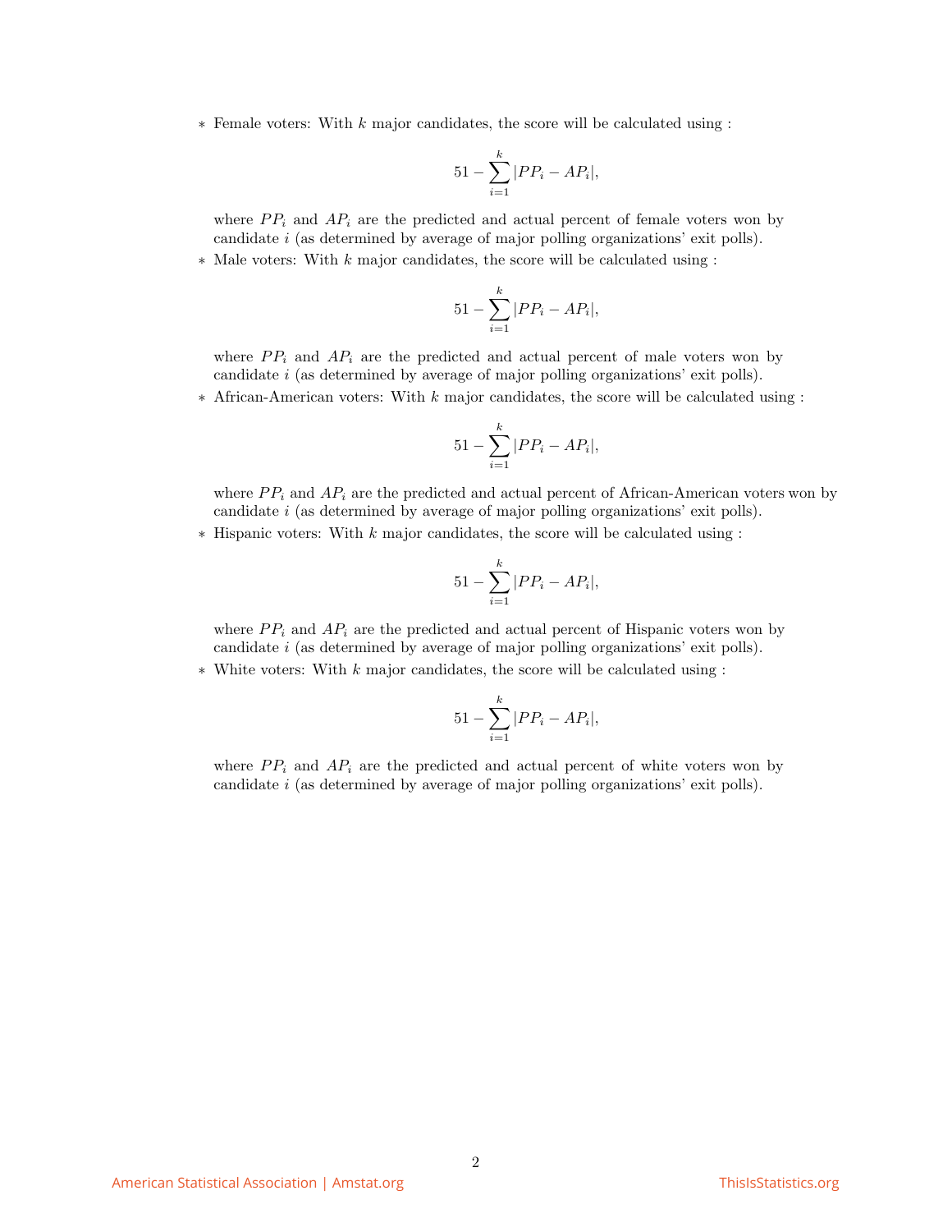* Female voters: With $k$ major candidates, the score will be calculated using :

$$51 - \sum_{i=1}^{k} |PP_i - AP_i|,$$

where $PP_i$ and $AP_i$ are the predicted and actual percent of female voters won by candidate $i$ (as determined by average of major polling organizations' exit polls).

* Male voters: With $k$ major candidates, the score will be calculated using :

$$51 - \sum_{i=1}^{k} |PP_i - AP_i|,$$

where $PP_i$ and $AP_i$ are the predicted and actual percent of male voters won by candidate $i$ (as determined by average of major polling organizations' exit polls).

* African-American voters: With $k$ major candidates, the score will be calculated using :

$$51 - \sum_{i=1}^{k} |PP_i - AP_i|,$$

where $PP_i$ and $AP_i$ are the predicted and actual percent of African-American voters won by candidate $i$ (as determined by average of major polling organizations' exit polls).

* Hispanic voters: With $k$ major candidates, the score will be calculated using :

$$51 - \sum_{i=1}^{k} |PP_i - AP_i|,$$

where $PP_i$ and $AP_i$ are the predicted and actual percent of Hispanic voters won by candidate $i$ (as determined by average of major polling organizations' exit polls).

* White voters: With $k$ major candidates, the score will be calculated using :

$$51 - \sum_{i=1}^{k} |PP_i - AP_i|,$$

where $PP_i$ and $AP_i$ are the predicted and actual percent of white voters won by candidate $i$ (as determined by average of major polling organizations' exit polls).